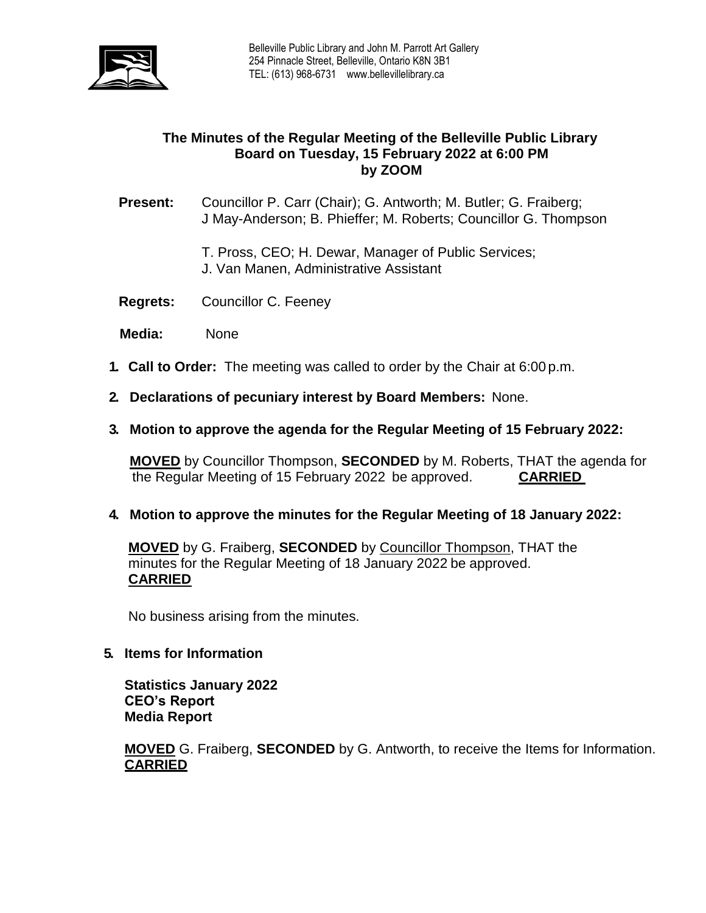Belleville Public Library and John M. Parrott Art Gallery
254 Pinnacle Street, Belleville, Ontario K8N 3B1
TEL: (613) 968-6731 www.bellevillelibrary.ca

**The Minutes of the Regular Meeting of the Belleville Public Library Board on Tuesday, 15 February 2022 at 6:00 PM by ZOOM**

**Present:** Councillor P. Carr (Chair); G. Antworth; M. Butler; G. Fraiberg; J May-Anderson; B. Phieffer; M. Roberts; Councillor G. Thompson

T. Pross, CEO; H. Dewar, Manager of Public Services; J. Van Manen, Administrative Assistant

**Regrets:** Councillor C. Feeney

**Media:** None

1. **Call to Order:** The meeting was called to order by the Chair at 6:00 p.m.

2. **Declarations of pecuniary interest by Board Members:** None.

3. **Motion to approve the agenda for the Regular Meeting of 15 February 2022:**

   **MOVED** by Councillor Thompson, **SECONDED** by M. Roberts, THAT the agenda for the Regular Meeting of 15 February 2022 be approved. **CARRIED**

4. **Motion to approve the minutes for the Regular Meeting of 18 January 2022:**

   **MOVED** by G. Fraiberg, **SECONDED** by Councillor Thompson, THAT the minutes for the Regular Meeting of 18 January 2022 be approved. **CARRIED**

   No business arising from the minutes.

5. **Items for Information**

   **Statistics January 2022**
   **CEO's Report**
   **Media Report**

   **MOVED** G. Fraiberg, **SECONDED** by G. Antworth, to receive the Items for Information. **CARRIED**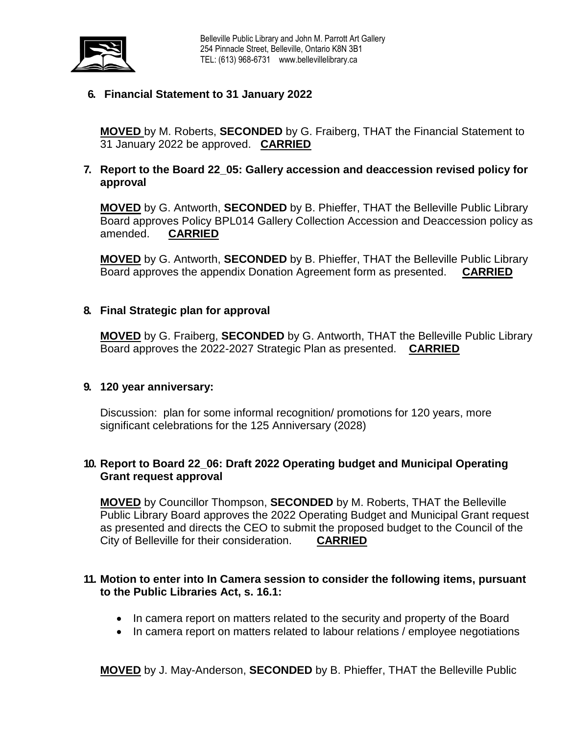**6. Financial Statement to 31 January 2022**

**MOVED** by M. Roberts, **SECONDED** by G. Fraiberg, THAT the Financial Statement to 31 January 2022 be approved. **CARRIED**

**7. Report to the Board 22_05: Gallery accession and deaccession revised policy for approval**

**MOVED** by G. Antworth, **SECONDED** by B. Phieffer, THAT the Belleville Public Library Board approves Policy BPL014 Gallery Collection Accession and Deaccession policy as amended. **CARRIED**

**MOVED** by G. Antworth, **SECONDED** by B. Phieffer, THAT the Belleville Public Library Board approves the appendix Donation Agreement form as presented. **CARRIED**

**8. Final Strategic plan for approval**

**MOVED** by G. Fraiberg, **SECONDED** by G. Antworth, THAT the Belleville Public Library Board approves the 2022-2027 Strategic Plan as presented. **CARRIED**

**9. 120 year anniversary:**

Discussion: plan for some informal recognition/ promotions for 120 years, more significant celebrations for the 125 Anniversary (2028)

**10. Report to Board 22_06: Draft 2022 Operating budget and Municipal Operating Grant request approval**

**MOVED** by Councillor Thompson, **SECONDED** by M. Roberts, THAT the Belleville Public Library Board approves the 2022 Operating Budget and Municipal Grant request as presented and directs the CEO to submit the proposed budget to the Council of the City of Belleville for their consideration. **CARRIED**

**11. Motion to enter into In Camera session to consider the following items, pursuant to the Public Libraries Act, s. 16.1:**

- In camera report on matters related to the security and property of the Board
- In camera report on matters related to labour relations / employee negotiations

**MOVED** by J. May-Anderson, **SECONDED** by B. Phieffer, THAT the Belleville Public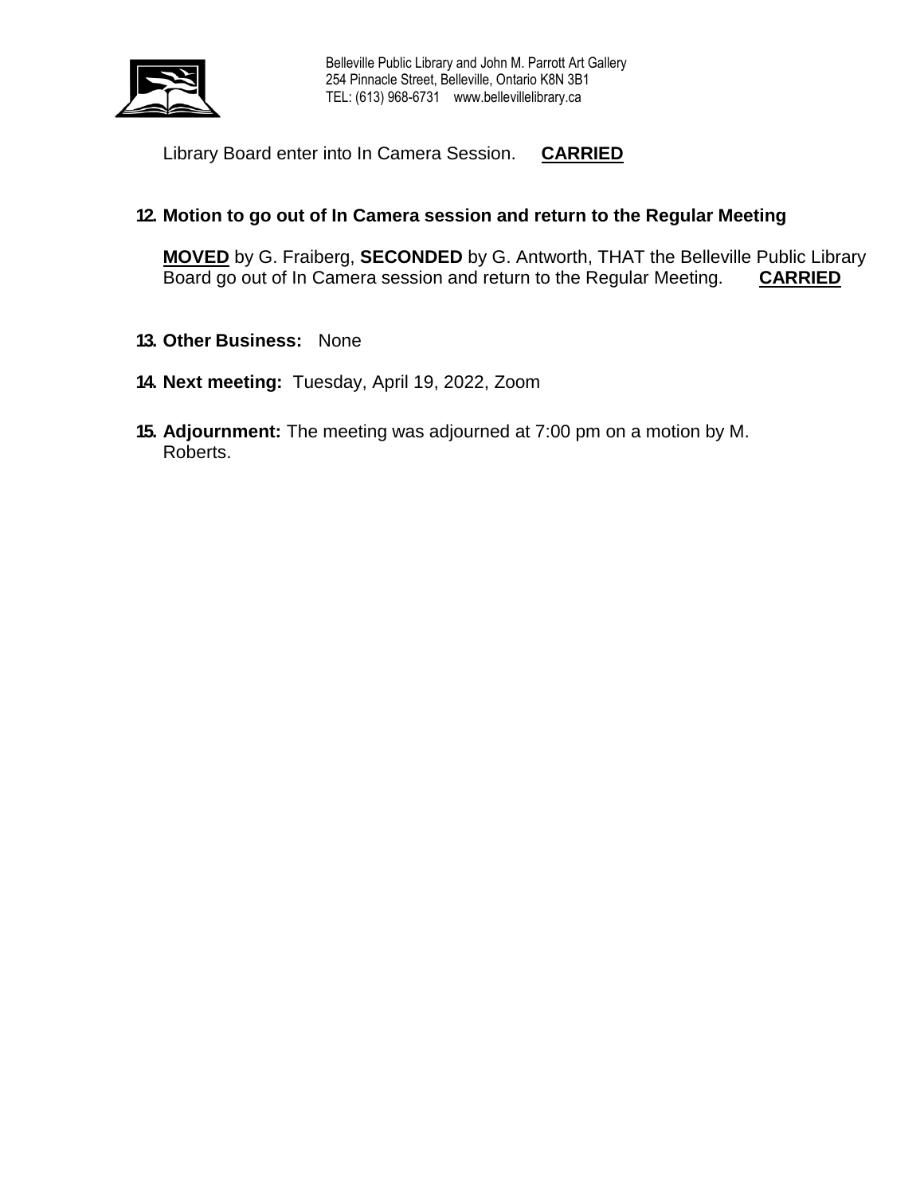Library Board enter into In Camera Session. **CARRIED**

**12. Motion to go out of In Camera session and return to the Regular Meeting**

**MOVED** by G. Fraiberg, **SECONDED** by G. Antworth, THAT the Belleville Public Library Board go out of In Camera session and return to the Regular Meeting. **CARRIED**

**13. Other Business:** None

**14. Next meeting:** Tuesday, April 19, 2022, Zoom

**15. Adjournment:** The meeting was adjourned at 7:00 pm on a motion by M. Roberts.